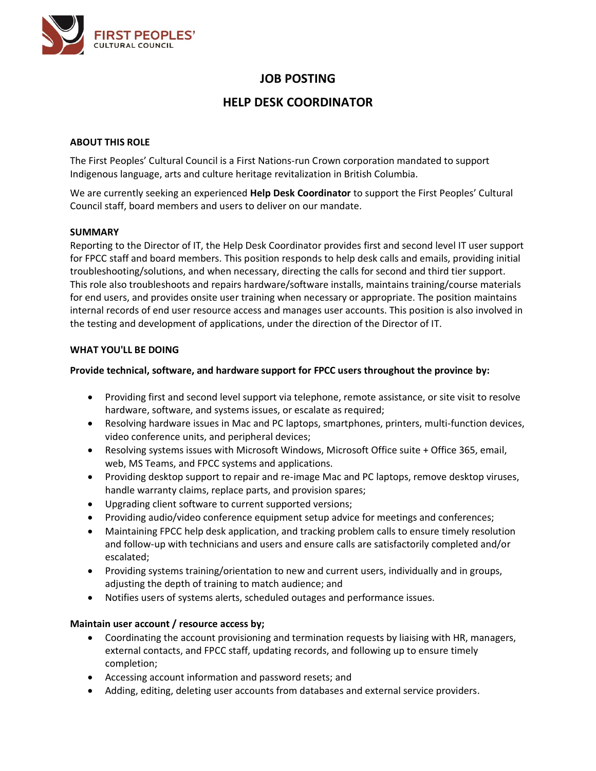FIRST PEOPLES' CULTURAL COUNCIL

# JOB POSTING

# HELP DESK COORDINATOR

## ABOUT THIS ROLE

The First Peoples' Cultural Council is a First Nations-run Crown corporation mandated to support Indigenous language, arts and culture heritage revitalization in British Columbia.

We are currently seeking an experienced **Help Desk Coordinator** to support the First Peoples' Cultural Council staff, board members and users to deliver on our mandate.

## SUMMARY

Reporting to the Director of IT, the Help Desk Coordinator provides first and second level IT user support for FPCC staff and board members. This position responds to help desk calls and emails, providing initial troubleshooting/solutions, and when necessary, directing the calls for second and third tier support. This role also troubleshoots and repairs hardware/software installs, maintains training/course materials for end users, and provides onsite user training when necessary or appropriate. The position maintains internal records of end user resource access and manages user accounts. This position is also involved in the testing and development of applications, under the direction of the Director of IT.

## WHAT YOU'LL BE DOING

**Provide technical, software, and hardware support for FPCC users throughout the province by:**

- Providing first and second level support via telephone, remote assistance, or site visit to resolve hardware, software, and systems issues, or escalate as required;
- Resolving hardware issues in Mac and PC laptops, smartphones, printers, multi-function devices, video conference units, and peripheral devices;
- Resolving systems issues with Microsoft Windows, Microsoft Office suite + Office 365, email, web, MS Teams, and FPCC systems and applications.
- Providing desktop support to repair and re-image Mac and PC laptops, remove desktop viruses, handle warranty claims, replace parts, and provision spares;
- Upgrading client software to current supported versions;
- Providing audio/video conference equipment setup advice for meetings and conferences;
- Maintaining FPCC help desk application, and tracking problem calls to ensure timely resolution and follow-up with technicians and users and ensure calls are satisfactorily completed and/or escalated;
- Providing systems training/orientation to new and current users, individually and in groups, adjusting the depth of training to match audience; and
- Notifies users of systems alerts, scheduled outages and performance issues.

**Maintain user account / resource access by;**

- Coordinating the account provisioning and termination requests by liaising with HR, managers, external contacts, and FPCC staff, updating records, and following up to ensure timely completion;
- Accessing account information and password resets; and
- Adding, editing, deleting user accounts from databases and external service providers.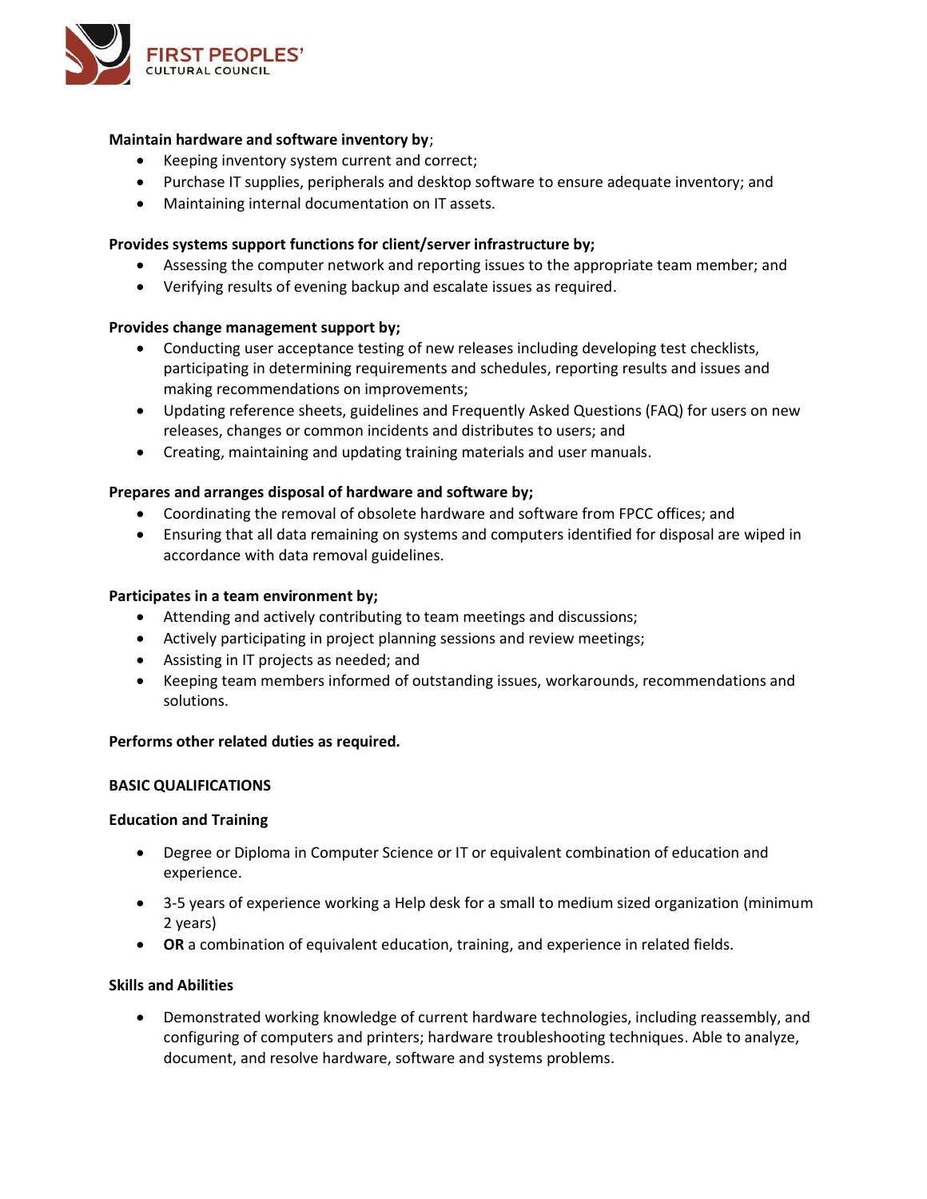**Maintain hardware and software inventory by**;

- Keeping inventory system current and correct;
- Purchase IT supplies, peripherals and desktop software to ensure adequate inventory; and
- Maintaining internal documentation on IT assets.

**Provides systems support functions for client/server infrastructure by;**

- Assessing the computer network and reporting issues to the appropriate team member; and
- Verifying results of evening backup and escalate issues as required.

**Provides change management support by;**

- Conducting user acceptance testing of new releases including developing test checklists, participating in determining requirements and schedules, reporting results and issues and making recommendations on improvements;
- Updating reference sheets, guidelines and Frequently Asked Questions (FAQ) for users on new releases, changes or common incidents and distributes to users; and
- Creating, maintaining and updating training materials and user manuals.

**Prepares and arranges disposal of hardware and software by;**

- Coordinating the removal of obsolete hardware and software from FPCC offices; and
- Ensuring that all data remaining on systems and computers identified for disposal are wiped in accordance with data removal guidelines.

**Participates in a team environment by;**

- Attending and actively contributing to team meetings and discussions;
- Actively participating in project planning sessions and review meetings;
- Assisting in IT projects as needed; and
- Keeping team members informed of outstanding issues, workarounds, recommendations and solutions.

**Performs other related duties as required.**

## BASIC QUALIFICATIONS

### Education and Training

- Degree or Diploma in Computer Science or IT or equivalent combination of education and experience.
- 3-5 years of experience working a Help desk for a small to medium sized organization (minimum 2 years)
- **OR** a combination of equivalent education, training, and experience in related fields.

### Skills and Abilities

- Demonstrated working knowledge of current hardware technologies, including reassembly, and configuring of computers and printers; hardware troubleshooting techniques. Able to analyze, document, and resolve hardware, software and systems problems.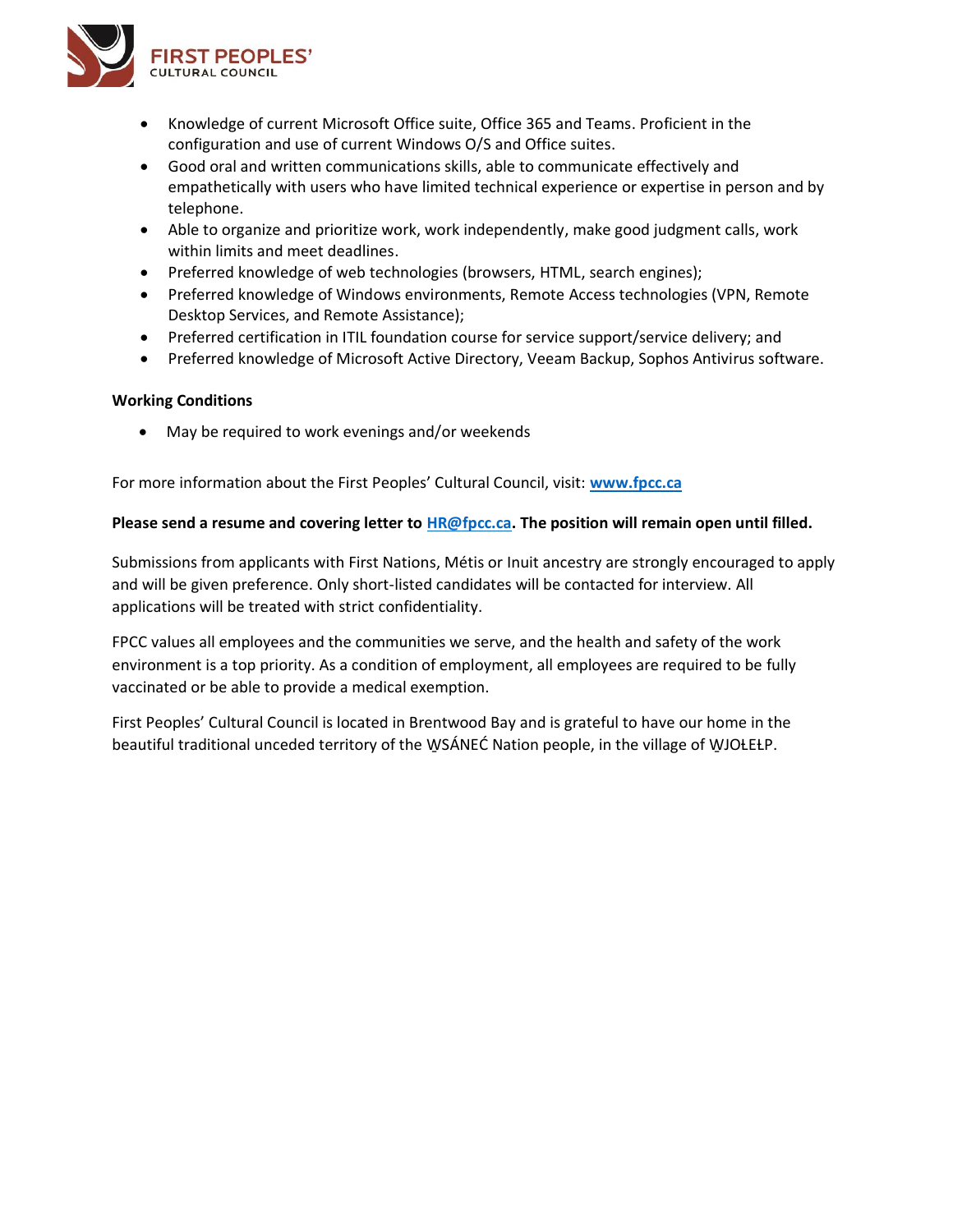- Knowledge of current Microsoft Office suite, Office 365 and Teams. Proficient in the configuration and use of current Windows O/S and Office suites.
- Good oral and written communications skills, able to communicate effectively and empathetically with users who have limited technical experience or expertise in person and by telephone.
- Able to organize and prioritize work, work independently, make good judgment calls, work within limits and meet deadlines.
- Preferred knowledge of web technologies (browsers, HTML, search engines);
- Preferred knowledge of Windows environments, Remote Access technologies (VPN, Remote Desktop Services, and Remote Assistance);
- Preferred certification in ITIL foundation course for service support/service delivery; and
- Preferred knowledge of Microsoft Active Directory, Veeam Backup, Sophos Antivirus software.

**Working Conditions**

- May be required to work evenings and/or weekends

For more information about the First Peoples' Cultural Council, visit: **www.fpcc.ca**

**Please send a resume and covering letter to HR@fpcc.ca. The position will remain open until filled.**

Submissions from applicants with First Nations, Métis or Inuit ancestry are strongly encouraged to apply and will be given preference. Only short-listed candidates will be contacted for interview. All applications will be treated with strict confidentiality.

FPCC values all employees and the communities we serve, and the health and safety of the work environment is a top priority. As a condition of employment, all employees are required to be fully vaccinated or be able to provide a medical exemption.

First Peoples' Cultural Council is located in Brentwood Bay and is grateful to have our home in the beautiful traditional unceded territory of the W̱SÁNEĆ Nation people, in the village of W̱JOȽEȽP.